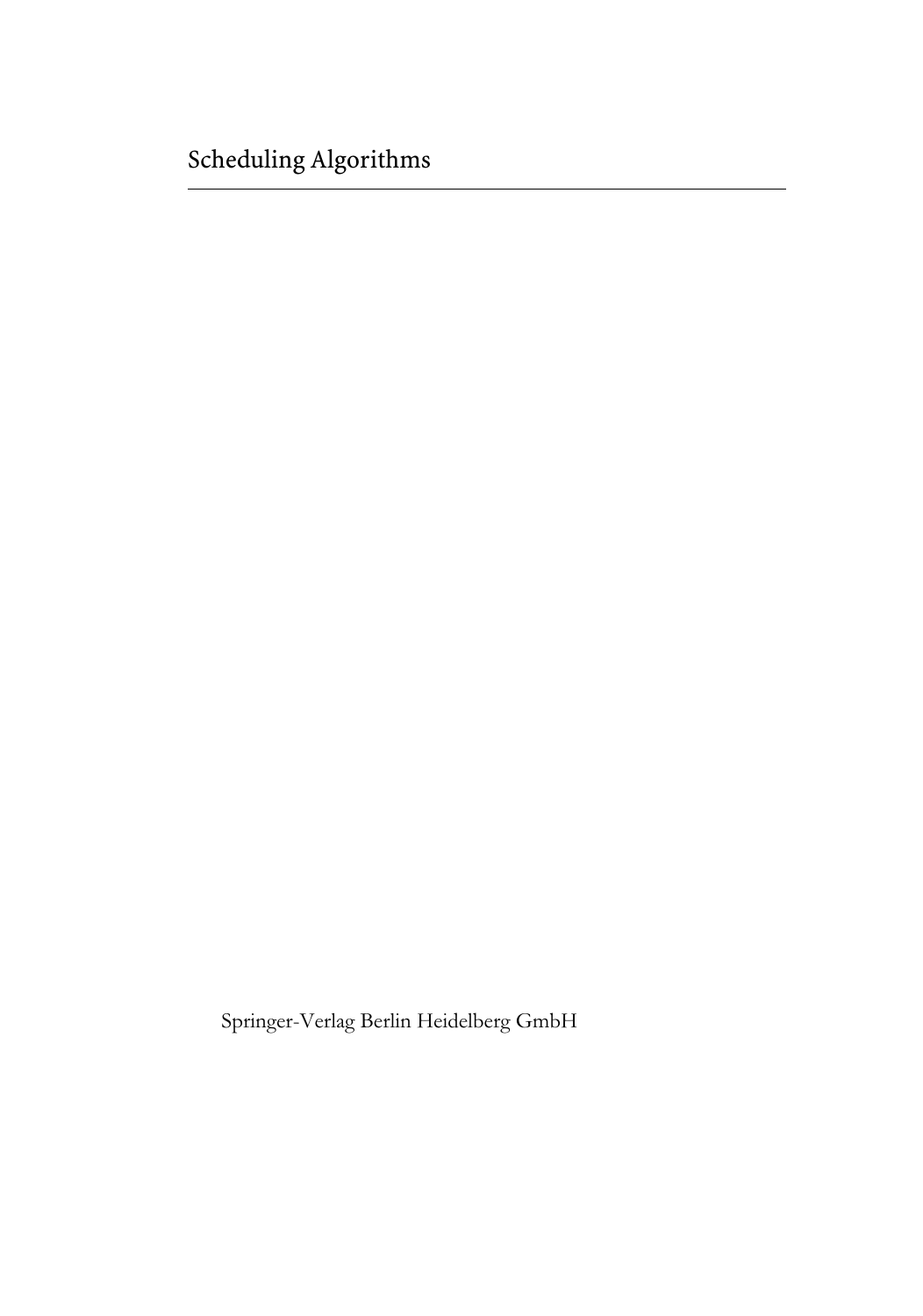# Scheduling Algorithms

Springer-Verlag Berlin Heidelberg GmbH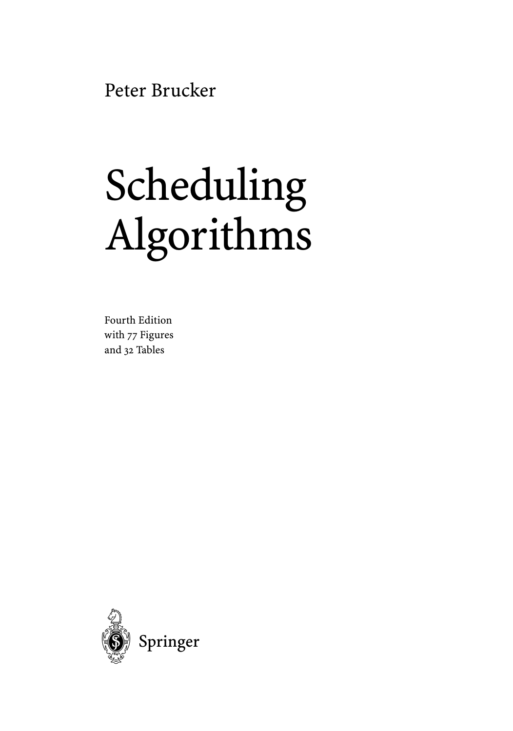Peter Brucker

# Scheduling Algorithms

Fourth Edition
with 77 Figures
and 32 Tables

Springer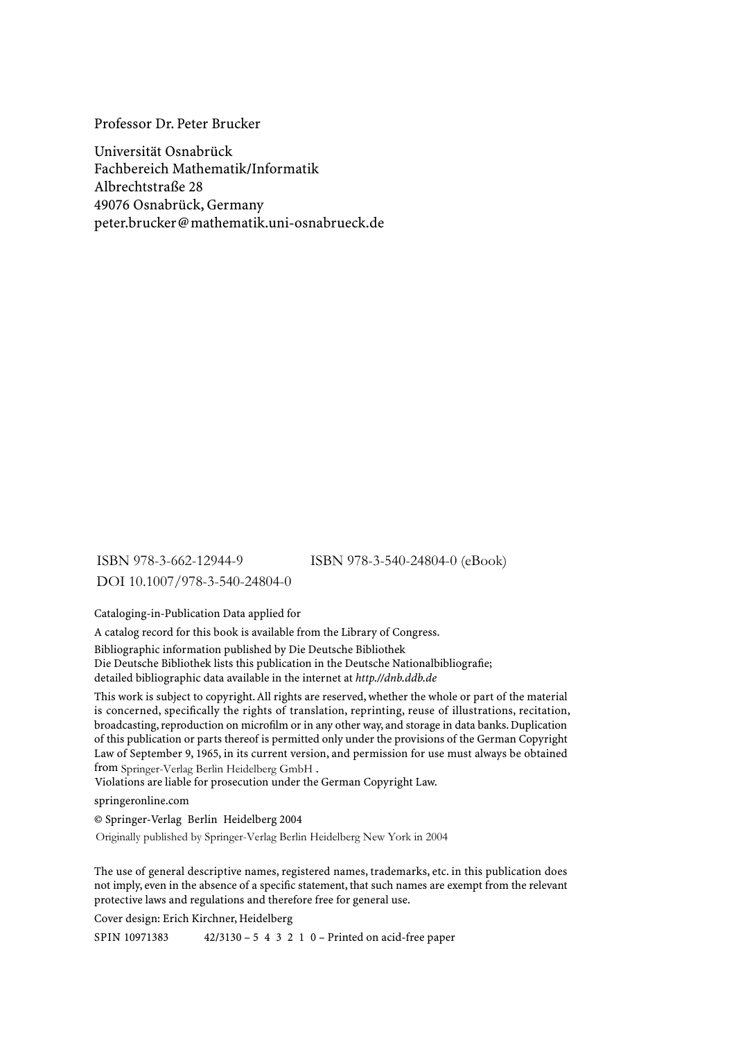Professor Dr. Peter Brucker

Universität Osnabrück
Fachbereich Mathematik/Informatik
Albrechtstraße 28
49076 Osnabrück, Germany
peter.brucker@mathematik.uni-osnabrueck.de

ISBN 978-3-662-12944-9 ISBN 978-3-540-24804-0 (eBook)
DOI 10.1007/978-3-540-24804-0

Cataloging-in-Publication Data applied for

A catalog record for this book is available from the Library of Congress.

Bibliographic information published by Die Deutsche Bibliothek
Die Deutsche Bibliothek lists this publication in the Deutsche Nationalbibliografie; detailed bibliographic data available in the internet at *http.//dnb.ddb.de*

This work is subject to copyright. All rights are reserved, whether the whole or part of the material is concerned, specifically the rights of translation, reprinting, reuse of illustrations, recitation, broadcasting, reproduction on microfilm or in any other way, and storage in data banks. Duplication of this publication or parts thereof is permitted only under the provisions of the German Copyright Law of September 9, 1965, in its current version, and permission for use must always be obtained from Springer-Verlag Berlin Heidelberg GmbH .
Violations are liable for prosecution under the German Copyright Law.

springeronline.com

© Springer-Verlag Berlin Heidelberg 2004
Originally published by Springer-Verlag Berlin Heidelberg New York in 2004

The use of general descriptive names, registered names, trademarks, etc. in this publication does not imply, even in the absence of a specific statement, that such names are exempt from the relevant protective laws and regulations and therefore free for general use.

Cover design: Erich Kirchner, Heidelberg

SPIN 10971383 42/3130 – 5 4 3 2 1 0 – Printed on acid-free paper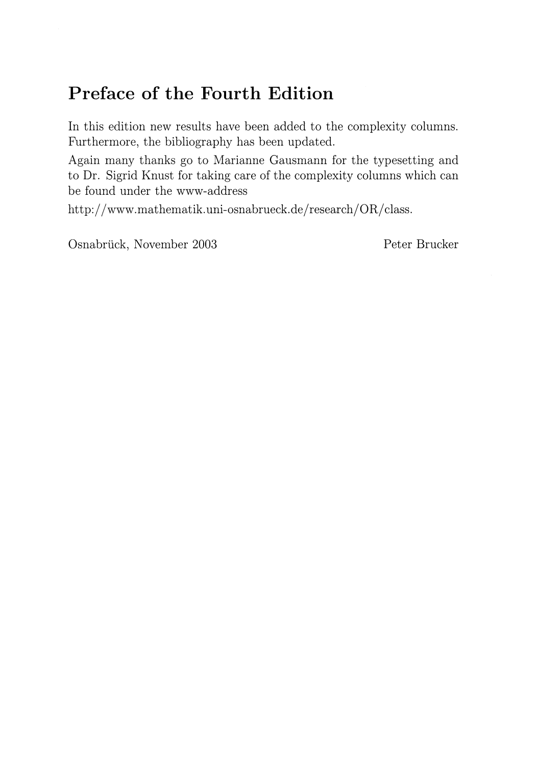# Preface of the Fourth Edition

In this edition new results have been added to the complexity columns. Furthermore, the bibliography has been updated.
Again many thanks go to Marianne Gausmann for the typesetting and to Dr. Sigrid Knust for taking care of the complexity columns which can be found under the www-address
http://www.mathematik.uni-osnabrueck.de/research/OR/class.

Osnabrück, November 2003 Peter Brucker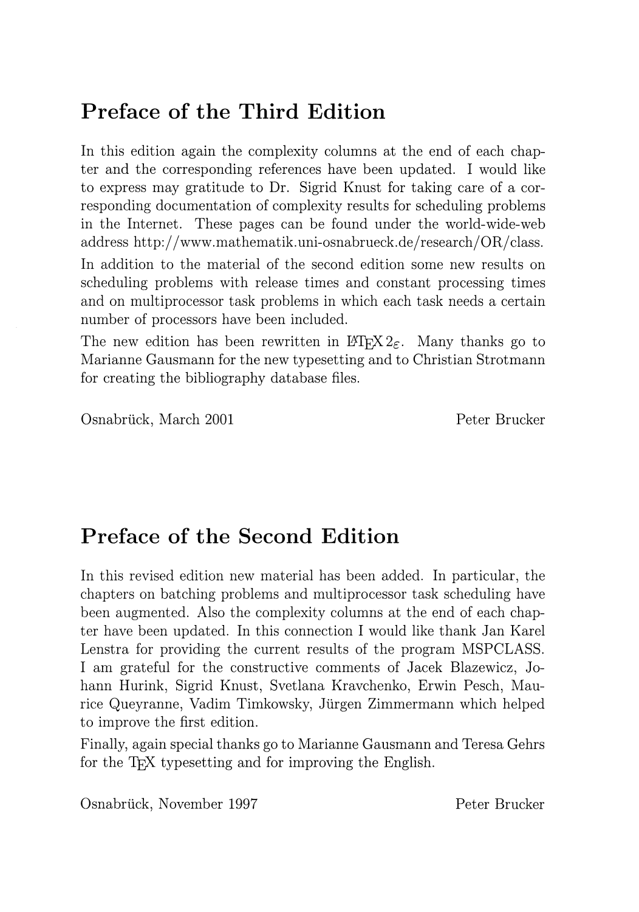# Preface of the Third Edition

In this edition again the complexity columns at the end of each chapter and the corresponding references have been updated. I would like to express may gratitude to Dr. Sigrid Knust for taking care of a corresponding documentation of complexity results for scheduling problems in the Internet. These pages can be found under the world-wide-web address http://www.mathematik.uni-osnabrueck.de/research/OR/class.

In addition to the material of the second edition some new results on scheduling problems with release times and constant processing times and on multiprocessor task problems in which each task needs a certain number of processors have been included.

The new edition has been rewritten in $\LaTeX 2_\varepsilon$. Many thanks go to Marianne Gausmann for the new typesetting and to Christian Strotmann for creating the bibliography database files.

Osnabrück, March 2001 Peter Brucker

# Preface of the Second Edition

In this revised edition new material has been added. In particular, the chapters on batching problems and multiprocessor task scheduling have been augmented. Also the complexity columns at the end of each chapter have been updated. In this connection I would like thank Jan Karel Lenstra for providing the current results of the program MSPCLASS. I am grateful for the constructive comments of Jacek Blazewicz, Johann Hurink, Sigrid Knust, Svetlana Kravchenko, Erwin Pesch, Maurice Queyranne, Vadim Timkowsky, Jürgen Zimmermann which helped to improve the first edition.

Finally, again special thanks go to Marianne Gausmann and Teresa Gehrs for the $\TeX$ typesetting and for improving the English.

Osnabrück, November 1997 Peter Brucker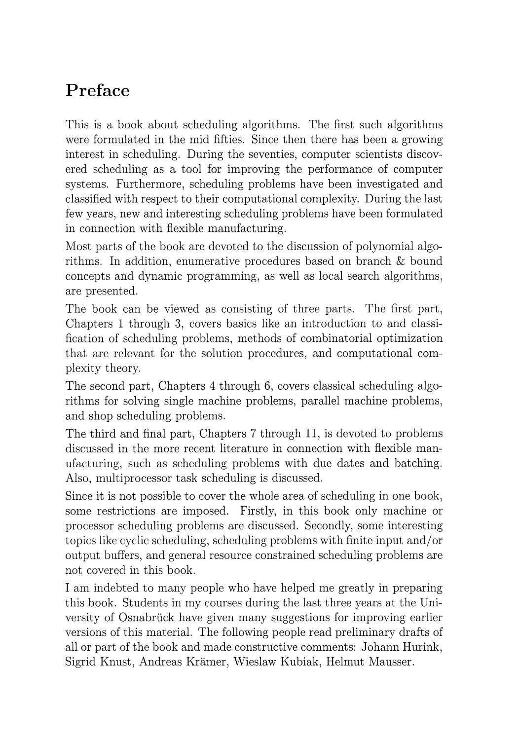# Preface

This is a book about scheduling algorithms. The first such algorithms were formulated in the mid fifties. Since then there has been a growing interest in scheduling. During the seventies, computer scientists discovered scheduling as a tool for improving the performance of computer systems. Furthermore, scheduling problems have been investigated and classified with respect to their computational complexity. During the last few years, new and interesting scheduling problems have been formulated in connection with flexible manufacturing.

Most parts of the book are devoted to the discussion of polynomial algorithms. In addition, enumerative procedures based on branch & bound concepts and dynamic programming, as well as local search algorithms, are presented.

The book can be viewed as consisting of three parts. The first part, Chapters 1 through 3, covers basics like an introduction to and classification of scheduling problems, methods of combinatorial optimization that are relevant for the solution procedures, and computational complexity theory.

The second part, Chapters 4 through 6, covers classical scheduling algorithms for solving single machine problems, parallel machine problems, and shop scheduling problems.

The third and final part, Chapters 7 through 11, is devoted to problems discussed in the more recent literature in connection with flexible manufacturing, such as scheduling problems with due dates and batching. Also, multiprocessor task scheduling is discussed.

Since it is not possible to cover the whole area of scheduling in one book, some restrictions are imposed. Firstly, in this book only machine or processor scheduling problems are discussed. Secondly, some interesting topics like cyclic scheduling, scheduling problems with finite input and/or output buffers, and general resource constrained scheduling problems are not covered in this book.

I am indebted to many people who have helped me greatly in preparing this book. Students in my courses during the last three years at the University of Osnabrück have given many suggestions for improving earlier versions of this material. The following people read preliminary drafts of all or part of the book and made constructive comments: Johann Hurink, Sigrid Knust, Andreas Krämer, Wieslaw Kubiak, Helmut Mausser.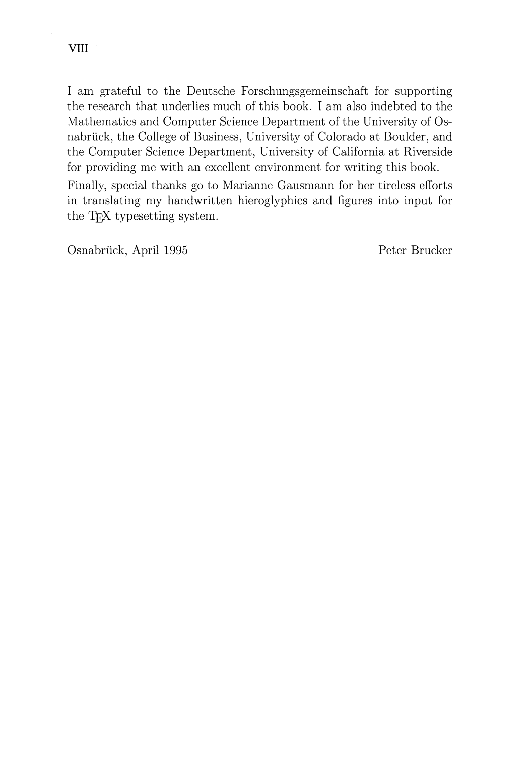I am grateful to the Deutsche Forschungsgemeinschaft for supporting the research that underlies much of this book. I am also indebted to the Mathematics and Computer Science Department of the University of Osnabrück, the College of Business, University of Colorado at Boulder, and the Computer Science Department, University of California at Riverside for providing me with an excellent environment for writing this book.

Finally, special thanks go to Marianne Gausmann for her tireless efforts in translating my handwritten hieroglyphics and figures into input for the TEX typesetting system.

Osnabrück, April 1995 Peter Brucker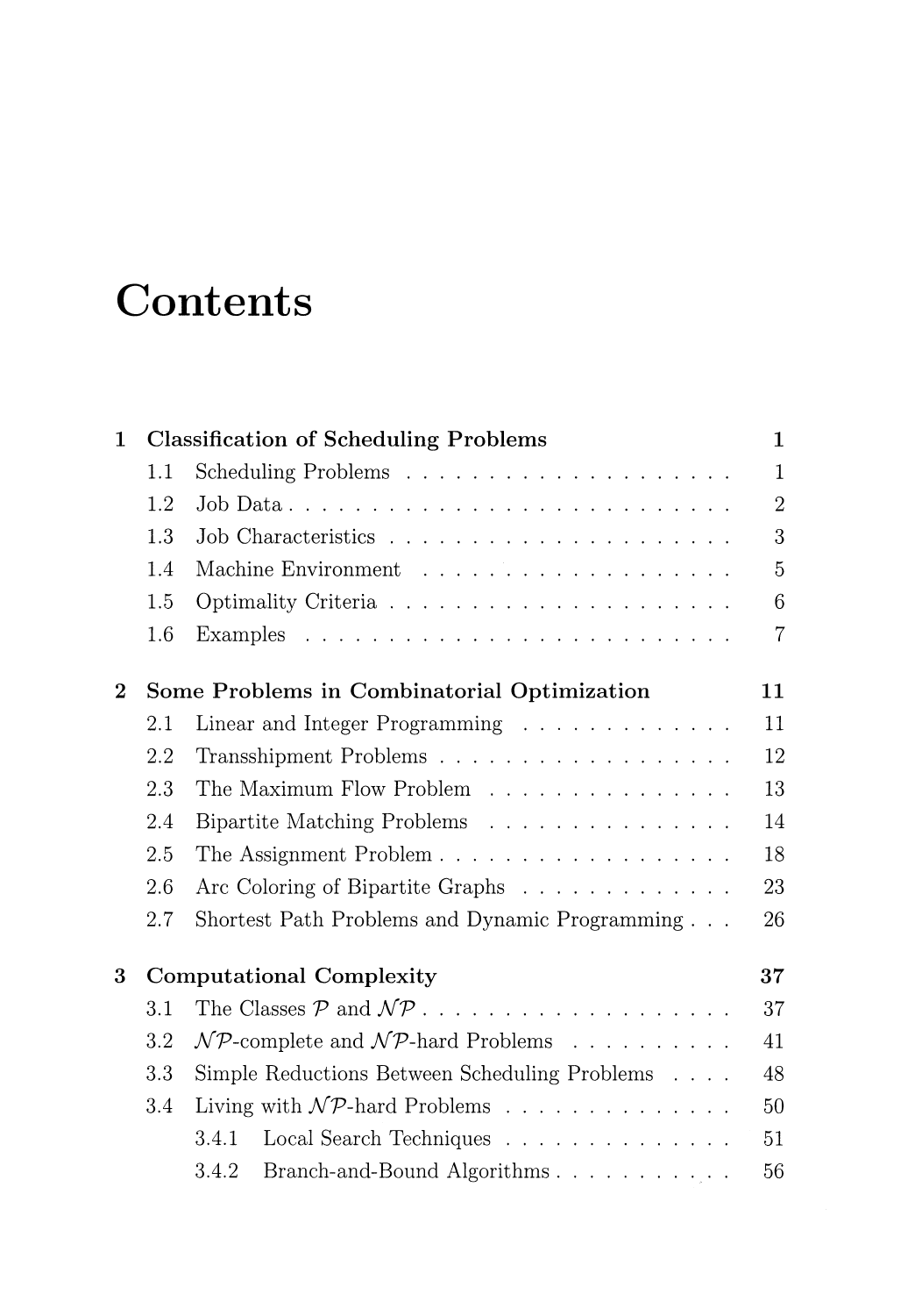# Contents

**1 Classification of Scheduling Problems** **1**

- 1.1 Scheduling Problems . . . . . . . . . . . . . . . . . . . . 1
- 1.2 Job Data . . . . . . . . . . . . . . . . . . . . . . . . . . . 2
- 1.3 Job Characteristics . . . . . . . . . . . . . . . . . . . . . 3
- 1.4 Machine Environment . . . . . . . . . . . . . . . . . . . 5
- 1.5 Optimality Criteria . . . . . . . . . . . . . . . . . . . . . 6
- 1.6 Examples . . . . . . . . . . . . . . . . . . . . . . . . . . . 7

**2 Some Problems in Combinatorial Optimization** **11**

- 2.1 Linear and Integer Programming . . . . . . . . . . . . . 11
- 2.2 Transshipment Problems . . . . . . . . . . . . . . . . . . 12
- 2.3 The Maximum Flow Problem . . . . . . . . . . . . . . . 13
- 2.4 Bipartite Matching Problems . . . . . . . . . . . . . . . 14
- 2.5 The Assignment Problem . . . . . . . . . . . . . . . . . . 18
- 2.6 Arc Coloring of Bipartite Graphs . . . . . . . . . . . . . 23
- 2.7 Shortest Path Problems and Dynamic Programming . . . 26

**3 Computational Complexity** **37**

- 3.1 The Classes $\mathcal{P}$ and $\mathcal{NP}$ . . . . . . . . . . . . . . . . . . . 37
- 3.2 $\mathcal{NP}$-complete and $\mathcal{NP}$-hard Problems . . . . . . . . . . 41
- 3.3 Simple Reductions Between Scheduling Problems . . . . 48
- 3.4 Living with $\mathcal{NP}$-hard Problems . . . . . . . . . . . . . . 50
  - 3.4.1 Local Search Techniques . . . . . . . . . . . . . . 51
  - 3.4.2 Branch-and-Bound Algorithms . . . . . . . . . . . 56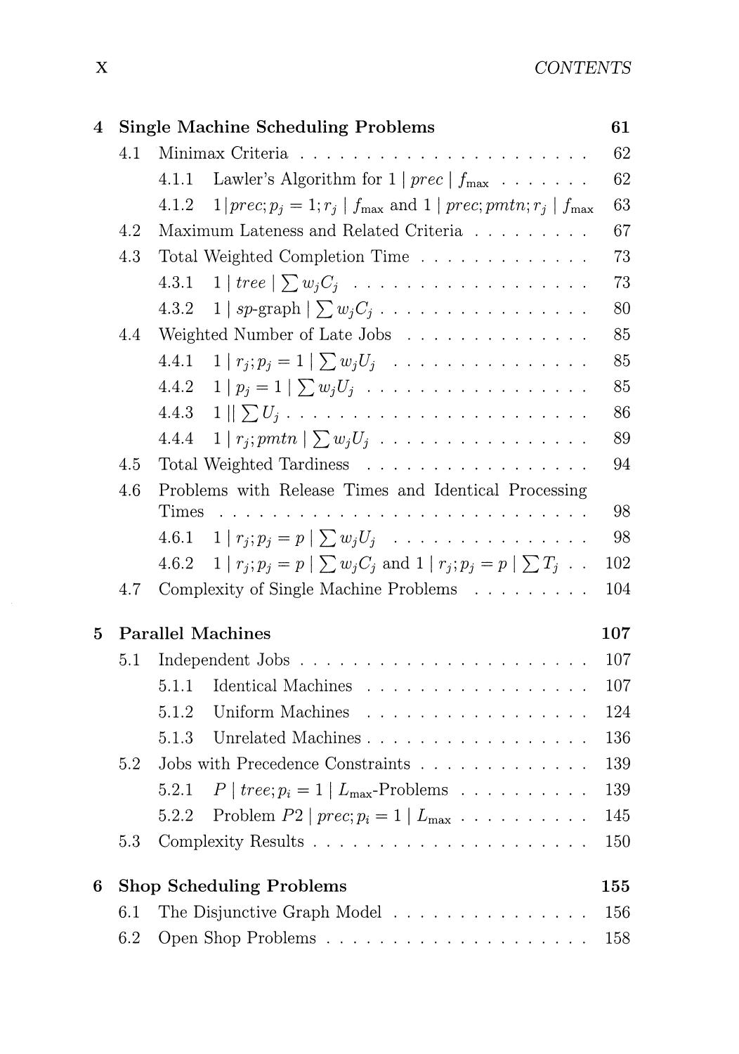| | | |
|---|---|---|
| **4** | **Single Machine Scheduling Problems** | **61** |
| 4.1 | Minimax Criteria | 62 |
| 4.1.1 | Lawler's Algorithm for $1 \mid prec \mid f_{\max}$ | 62 |
| 4.1.2 | $1 \mid prec; p_j = 1; r_j \mid f_{\max}$ and $1 \mid prec; pmtn; r_j \mid f_{\max}$ | 63 |
| 4.2 | Maximum Lateness and Related Criteria | 67 |
| 4.3 | Total Weighted Completion Time | 73 |
| 4.3.1 | $1 \mid tree \mid \sum w_j C_j$ | 73 |
| 4.3.2 | $1 \mid sp\text{-graph} \mid \sum w_j C_j$ | 80 |
| 4.4 | Weighted Number of Late Jobs | 85 |
| 4.4.1 | $1 \mid r_j; p_j = 1 \mid \sum w_j U_j$ | 85 |
| 4.4.2 | $1 \mid p_j = 1 \mid \sum w_j U_j$ | 85 |
| 4.4.3 | $1 \mid\mid \sum U_j$ | 86 |
| 4.4.4 | $1 \mid r_j; pmtn \mid \sum w_j U_j$ | 89 |
| 4.5 | Total Weighted Tardiness | 94 |
| 4.6 | Problems with Release Times and Identical Processing Times | 98 |
| 4.6.1 | $1 \mid r_j; p_j = p \mid \sum w_j U_j$ | 98 |
| 4.6.2 | $1 \mid r_j; p_j = p \mid \sum w_j C_j$ and $1 \mid r_j; p_j = p \mid \sum T_j$ | 102 |
| 4.7 | Complexity of Single Machine Problems | 104 |
| **5** | **Parallel Machines** | **107** |
| 5.1 | Independent Jobs | 107 |
| 5.1.1 | Identical Machines | 107 |
| 5.1.2 | Uniform Machines | 124 |
| 5.1.3 | Unrelated Machines | 136 |
| 5.2 | Jobs with Precedence Constraints | 139 |
| 5.2.1 | $P \mid tree; p_i = 1 \mid L_{\max}$-Problems | 139 |
| 5.2.2 | Problem $P2 \mid prec; p_i = 1 \mid L_{\max}$ | 145 |
| 5.3 | Complexity Results | 150 |
| **6** | **Shop Scheduling Problems** | **155** |
| 6.1 | The Disjunctive Graph Model | 156 |
| 6.2 | Open Shop Problems | 158 |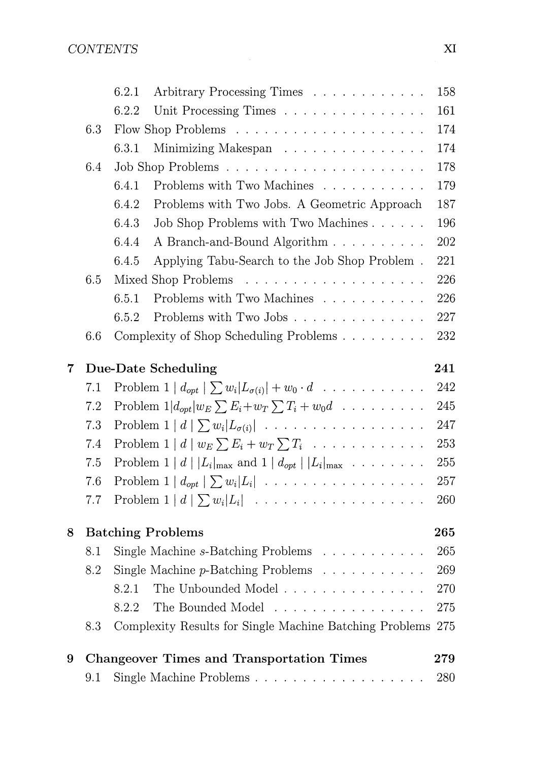6.2.1 Arbitrary Processing Times . . . . . . . . . . . . 158
6.2.2 Unit Processing Times . . . . . . . . . . . . . . . 161
6.3 Flow Shop Problems . . . . . . . . . . . . . . . . . . . . 174
6.3.1 Minimizing Makespan . . . . . . . . . . . . . . . 174
6.4 Job Shop Problems . . . . . . . . . . . . . . . . . . . . . 178
6.4.1 Problems with Two Machines . . . . . . . . . . . 179
6.4.2 Problems with Two Jobs. A Geometric Approach 187
6.4.3 Job Shop Problems with Two Machines . . . . . . 196
6.4.4 A Branch-and-Bound Algorithm . . . . . . . . . . 202
6.4.5 Applying Tabu-Search to the Job Shop Problem . 221
6.5 Mixed Shop Problems . . . . . . . . . . . . . . . . . . . 226
6.5.1 Problems with Two Machines . . . . . . . . . . . 226
6.5.2 Problems with Two Jobs . . . . . . . . . . . . . . 227
6.6 Complexity of Shop Scheduling Problems . . . . . . . . . 232

**7 Due-Date Scheduling 241**

7.1 Problem $1 \mid d_{opt} \mid \sum w_i |L_{\sigma(i)}| + w_0 \cdot d$ . . . . . . . . . . . 242
7.2 Problem $1|d_{opt}|w_E \sum E_i + w_T \sum T_i + w_0 d$ . . . . . . . . . 245
7.3 Problem $1 \mid d \mid \sum w_i |L_{\sigma(i)}|$ . . . . . . . . . . . . . . . . . 247
7.4 Problem $1 \mid d \mid w_E \sum E_i + w_T \sum T_i$ . . . . . . . . . . . . 253
7.5 Problem $1 \mid d \mid |L_i|_{\max}$ and $1 \mid d_{opt} \mid |L_i|_{\max}$ . . . . . . . . 255
7.6 Problem $1 \mid d_{opt} \mid \sum w_i |L_i|$ . . . . . . . . . . . . . . . . . 257
7.7 Problem $1 \mid d \mid \sum w_i |L_i|$ . . . . . . . . . . . . . . . . . . 260

**8 Batching Problems 265**

8.1 Single Machine $s$-Batching Problems . . . . . . . . . . . 265
8.2 Single Machine $p$-Batching Problems . . . . . . . . . . . 269
8.2.1 The Unbounded Model . . . . . . . . . . . . . . . 270
8.2.2 The Bounded Model . . . . . . . . . . . . . . . . 275
8.3 Complexity Results for Single Machine Batching Problems 275

**9 Changeover Times and Transportation Times 279**

9.1 Single Machine Problems . . . . . . . . . . . . . . . . . . 280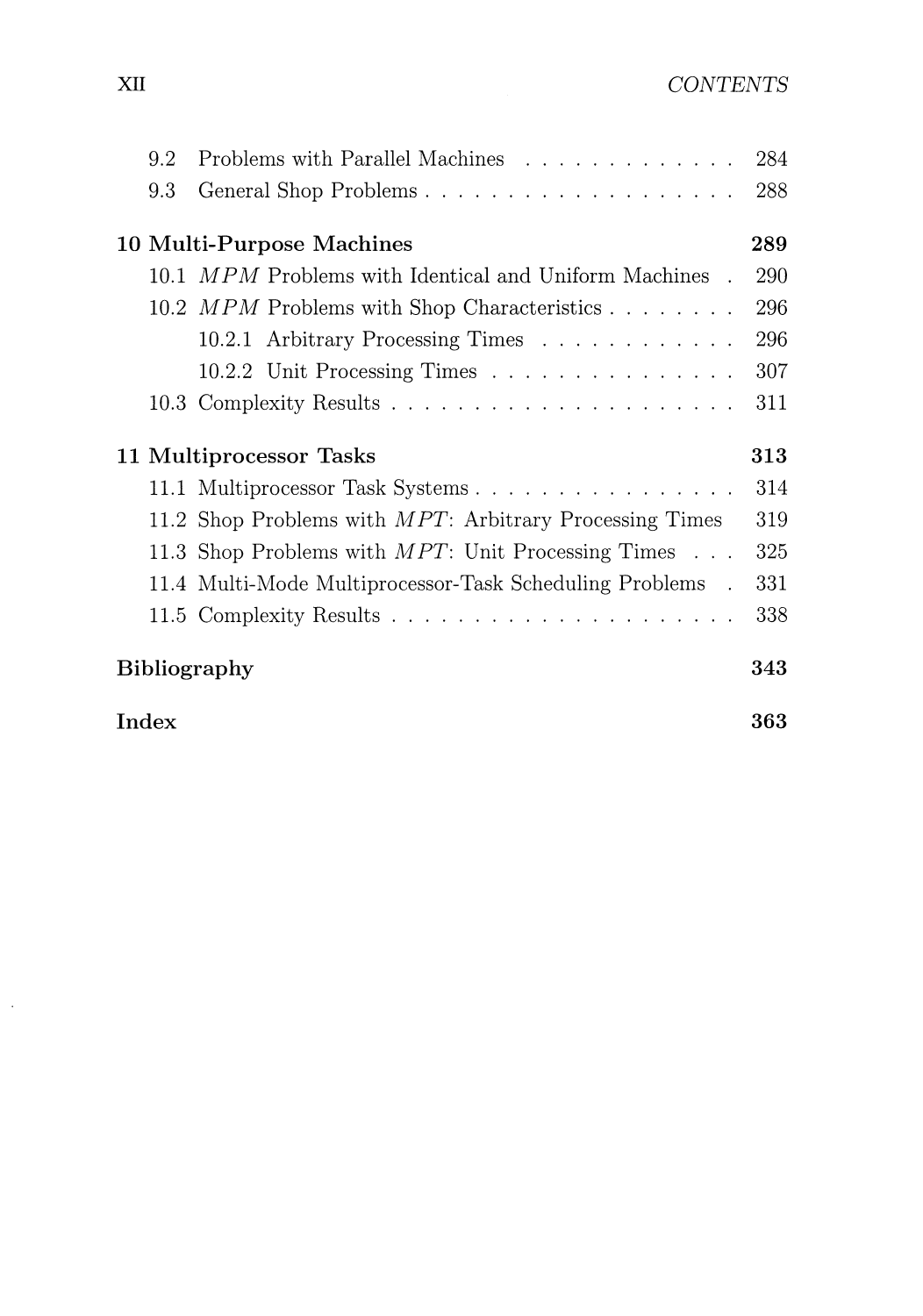9.2 Problems with Parallel Machines . . . . . . . . . . . . . 284
9.3 General Shop Problems . . . . . . . . . . . . . . . . . . . 288

**10 Multi-Purpose Machines** **289**
10.1 *MPM* Problems with Identical and Uniform Machines . 290
10.2 *MPM* Problems with Shop Characteristics . . . . . . . . 296
10.2.1 Arbitrary Processing Times . . . . . . . . . . . . 296
10.2.2 Unit Processing Times . . . . . . . . . . . . . . . 307
10.3 Complexity Results . . . . . . . . . . . . . . . . . . . . . 311

**11 Multiprocessor Tasks** **313**
11.1 Multiprocessor Task Systems . . . . . . . . . . . . . . . . 314
11.2 Shop Problems with *MPT*: Arbitrary Processing Times 319
11.3 Shop Problems with *MPT*: Unit Processing Times . . . 325
11.4 Multi-Mode Multiprocessor-Task Scheduling Problems . 331
11.5 Complexity Results . . . . . . . . . . . . . . . . . . . . . 338

**Bibliography** **343**

**Index** **363**